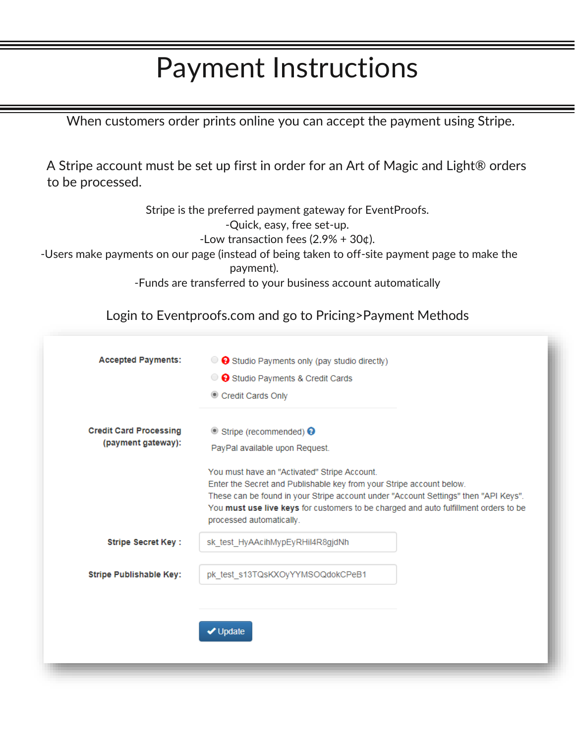# Payment Instructions

When customers order prints online you can accept the payment using Stripe.

A Stripe account must be set up first in order for an Art of Magic and Light® orders to be processed.

Stripe is the preferred payment gateway for EventProofs.
-Quick, easy, free set-up.
-Low transaction fees (2.9% + 30¢).
-Users make payments on our page (instead of being taken to off-site payment page to make the payment).
-Funds are transferred to your business account automatically

Login to Eventproofs.com and go to Pricing>Payment Methods

**Accepted Payments:**

- Studio Payments only (pay studio directly)
- Studio Payments & Credit Cards
- Credit Cards Only

**Credit Card Processing (payment gateway):**

- Stripe (recommended)

PayPal available upon Request.

You must have an "Activated" Stripe Account.
Enter the Secret and Publishable key from your Stripe account below.
These can be found in your Stripe account under "Account Settings" then "API Keys".
You **must use live keys** for customers to be charged and auto fulfillment orders to be processed automatically.

**Stripe Secret Key :** sk_test_HyAAcihMypEyRHil4R8gjdNh

**Stripe Publishable Key:** pk_test_s13TQsKXOyYYMSOQdokCPeB1

✔ Update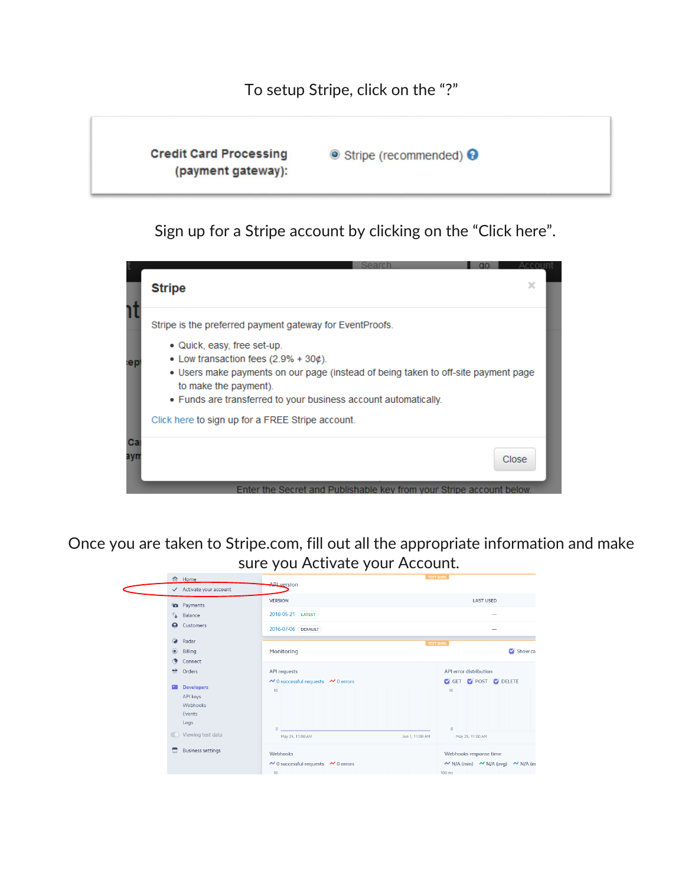To setup Stripe, click on the "?"

Sign up for a Stripe account by clicking on the "Click here".

Once you are taken to Stripe.com, fill out all the appropriate information and make sure you Activate your Account.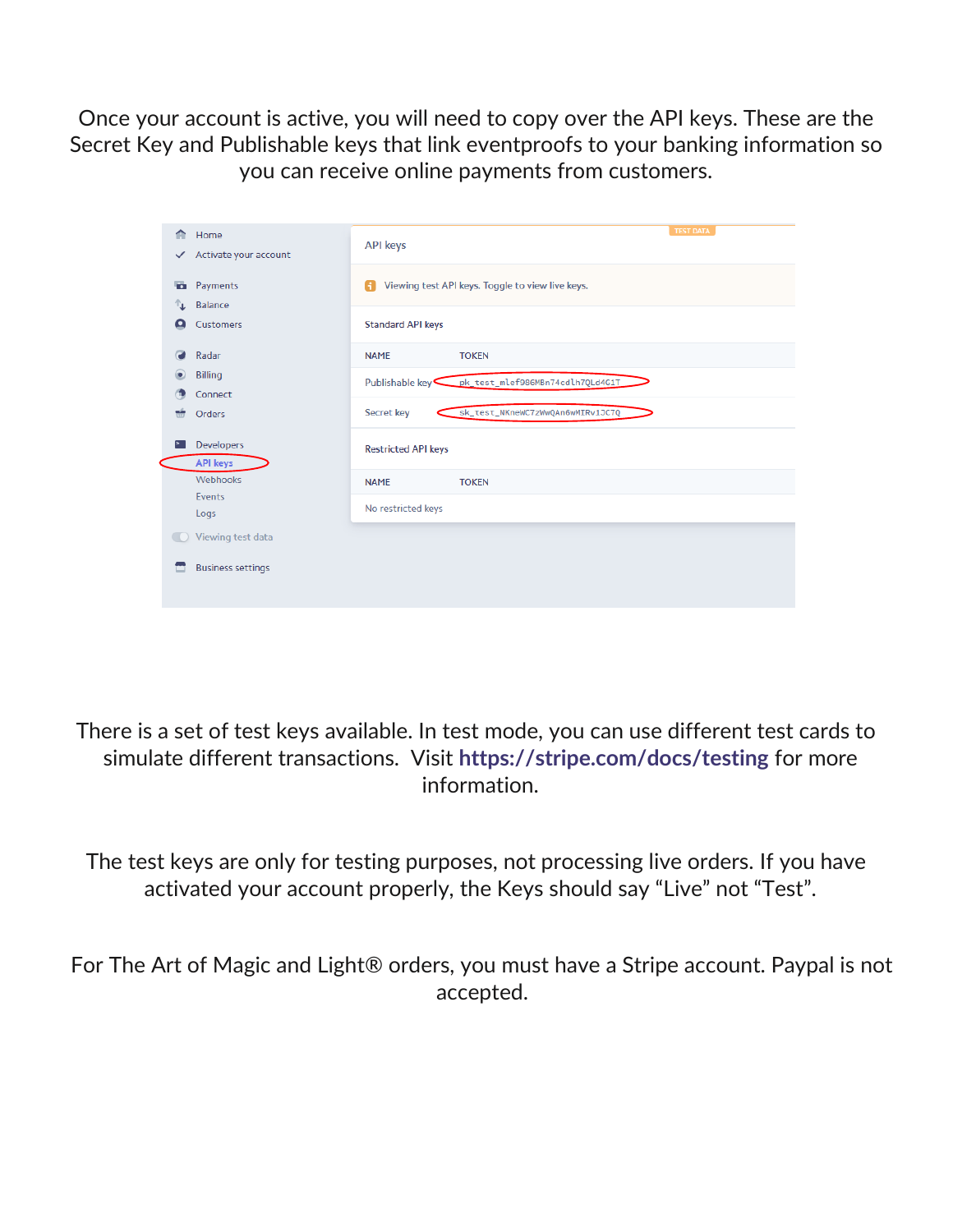Once your account is active, you will need to copy over the API keys. These are the Secret Key and Publishable keys that link eventproofs to your banking information so you can receive online payments from customers.

There is a set of test keys available. In test mode, you can use different test cards to simulate different transactions. Visit **https://stripe.com/docs/testing** for more information.

The test keys are only for testing purposes, not processing live orders. If you have activated your account properly, the Keys should say “Live” not “Test”.

For The Art of Magic and Light® orders, you must have a Stripe account. Paypal is not accepted.